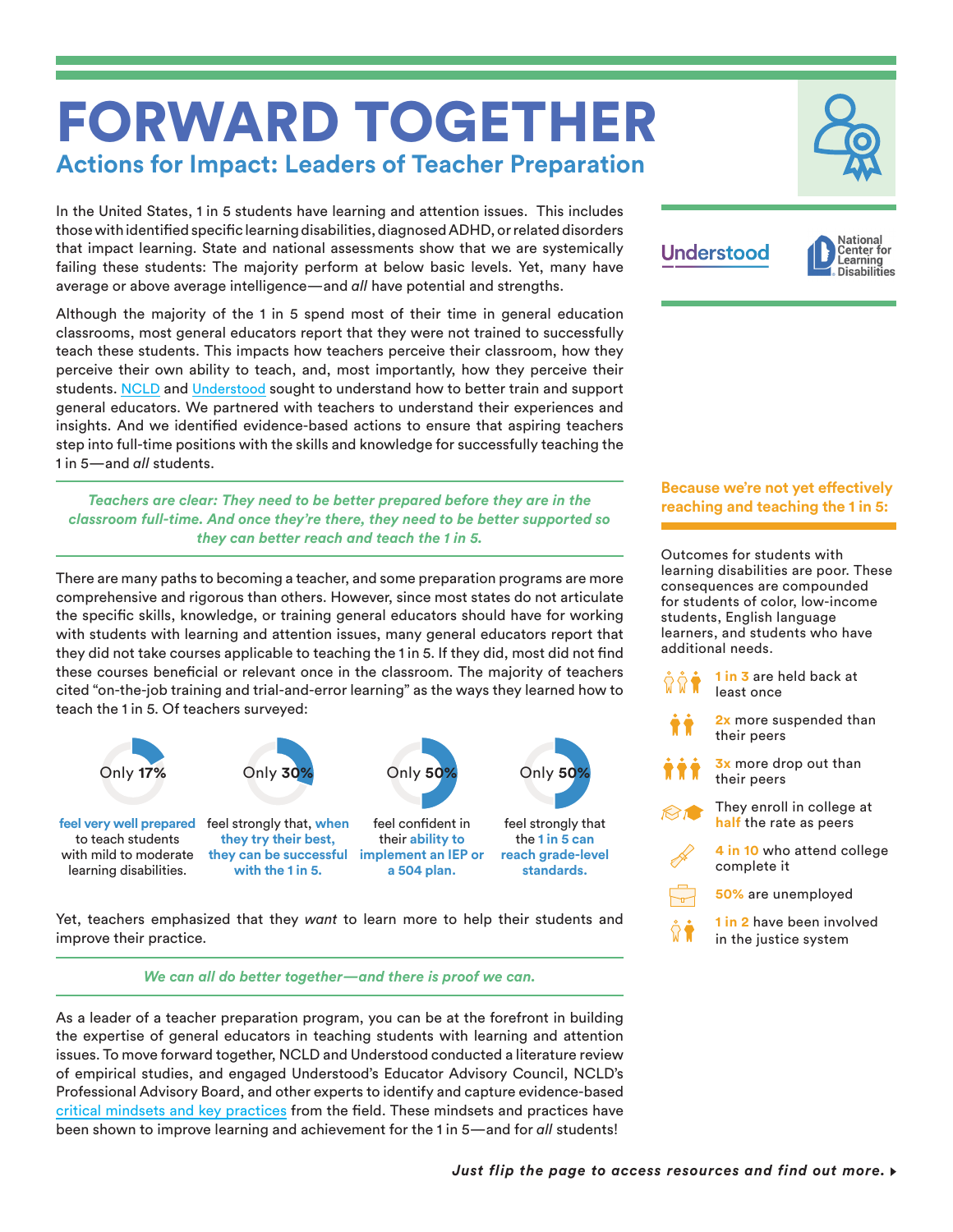# FORWARD TOGETHER

## Actions for Impact: Leaders of Teacher Preparation

Understood | National Center for Learning Disabilities

In the United States, 1 in 5 students have learning and attention issues. This includes those with identified specific learning disabilities, diagnosed ADHD, or related disorders that impact learning. State and national assessments show that we are systemically failing these students: The majority perform at below basic levels. Yet, many have average or above average intelligence—and *all* have potential and strengths.

Although the majority of the 1 in 5 spend most of their time in general education classrooms, most general educators report that they were not trained to successfully teach these students. This impacts how teachers perceive their classroom, how they perceive their own ability to teach, and, most importantly, how they perceive their students. NCLD and Understood sought to understand how to better train and support general educators. We partnered with teachers to understand their experiences and insights. And we identified evidence-based actions to ensure that aspiring teachers step into full-time positions with the skills and knowledge for successfully teaching the 1 in 5—and *all* students.

***Teachers are clear: They need to be better prepared before they are in the classroom full-time. And once they're there, they need to be better supported so they can better reach and teach the 1 in 5.***

There are many paths to becoming a teacher, and some preparation programs are more comprehensive and rigorous than others. However, since most states do not articulate the specific skills, knowledge, or training general educators should have for working with students with learning and attention issues, many general educators report that they did not take courses applicable to teaching the 1 in 5. If they did, most did not find these courses beneficial or relevant once in the classroom. The majority of teachers cited "on-the-job training and trial-and-error learning" as the ways they learned how to teach the 1 in 5. Of teachers surveyed:

- Only **17%** **feel very well prepared** to teach students with mild to moderate learning disabilities.
- Only **30%** feel strongly that, **when they try their best, they can be successful with the 1 in 5.**
- Only **50%** feel confident in their **ability to implement an IEP or a 504 plan.**
- Only **50%** feel strongly that the **1 in 5 can reach grade-level standards.**

Yet, teachers emphasized that they *want* to learn more to help their students and improve their practice.

***We can all do better together—and there is proof we can.***

As a leader of a teacher preparation program, you can be at the forefront in building the expertise of general educators in teaching students with learning and attention issues. To move forward together, NCLD and Understood conducted a literature review of empirical studies, and engaged Understood's Educator Advisory Council, NCLD's Professional Advisory Board, and other experts to identify and capture evidence-based critical mindsets and key practices from the field. These mindsets and practices have been shown to improve learning and achievement for the 1 in 5—and for *all* students!

### Because we're not yet effectively reaching and teaching the 1 in 5:

Outcomes for students with learning disabilities are poor. These consequences are compounded for students of color, low-income students, English language learners, and students who have additional needs.

- **1 in 3** are held back at least once
- **2x** more suspended than their peers
- **3x** more drop out than their peers
- They enroll in college at **half** the rate as peers
- **4 in 10** who attend college complete it
- **50%** are unemployed
- **1 in 2** have been involved in the justice system

***Just flip the page to access resources and find out more.***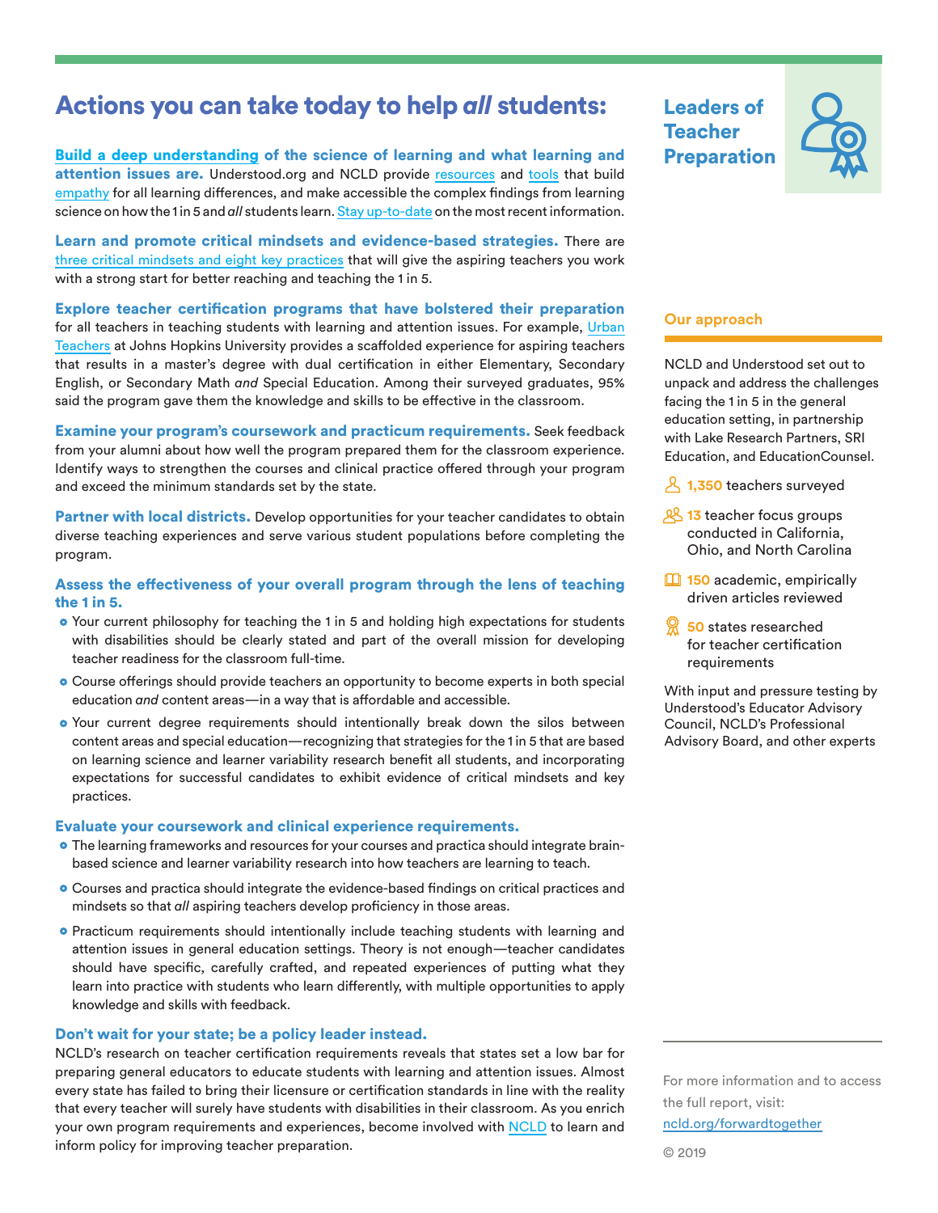# Actions you can take today to help *all* students:

**Build a deep understanding of the science of learning and what learning and attention issues are.** Understood.org and NCLD provide resources and tools that build empathy for all learning differences, and make accessible the complex findings from learning science on how the 1 in 5 and *all* students learn. Stay up-to-date on the most recent information.

**Learn and promote critical mindsets and evidence-based strategies.** There are three critical mindsets and eight key practices that will give the aspiring teachers you work with a strong start for better reaching and teaching the 1 in 5.

**Explore teacher certification programs that have bolstered their preparation** for all teachers in teaching students with learning and attention issues. For example, Urban Teachers at Johns Hopkins University provides a scaffolded experience for aspiring teachers that results in a master's degree with dual certification in either Elementary, Secondary English, or Secondary Math *and* Special Education. Among their surveyed graduates, 95% said the program gave them the knowledge and skills to be effective in the classroom.

**Examine your program's coursework and practicum requirements.** Seek feedback from your alumni about how well the program prepared them for the classroom experience. Identify ways to strengthen the courses and clinical practice offered through your program and exceed the minimum standards set by the state.

**Partner with local districts.** Develop opportunities for your teacher candidates to obtain diverse teaching experiences and serve various student populations before completing the program.

**Assess the effectiveness of your overall program through the lens of teaching the 1 in 5.**

- Your current philosophy for teaching the 1 in 5 and holding high expectations for students with disabilities should be clearly stated and part of the overall mission for developing teacher readiness for the classroom full-time.
- Course offerings should provide teachers an opportunity to become experts in both special education *and* content areas—in a way that is affordable and accessible.
- Your current degree requirements should intentionally break down the silos between content areas and special education—recognizing that strategies for the 1 in 5 that are based on learning science and learner variability research benefit all students, and incorporating expectations for successful candidates to exhibit evidence of critical mindsets and key practices.

**Evaluate your coursework and clinical experience requirements.**

- The learning frameworks and resources for your courses and practica should integrate brain-based science and learner variability research into how teachers are learning to teach.
- Courses and practica should integrate the evidence-based findings on critical practices and mindsets so that *all* aspiring teachers develop proficiency in those areas.
- Practicum requirements should intentionally include teaching students with learning and attention issues in general education settings. Theory is not enough—teacher candidates should have specific, carefully crafted, and repeated experiences of putting what they learn into practice with students who learn differently, with multiple opportunities to apply knowledge and skills with feedback.

**Don't wait for your state; be a policy leader instead.**
NCLD's research on teacher certification requirements reveals that states set a low bar for preparing general educators to educate students with learning and attention issues. Almost every state has failed to bring their licensure or certification standards in line with the reality that every teacher will surely have students with disabilities in their classroom. As you enrich your own program requirements and experiences, become involved with NCLD to learn and inform policy for improving teacher preparation.

## Leaders of Teacher Preparation

### Our approach

NCLD and Understood set out to unpack and address the challenges facing the 1 in 5 in the general education setting, in partnership with Lake Research Partners, SRI Education, and EducationCounsel.

- **1,350** teachers surveyed
- **13** teacher focus groups conducted in California, Ohio, and North Carolina
- **150** academic, empirically driven articles reviewed
- **50** states researched for teacher certification requirements

With input and pressure testing by Understood's Educator Advisory Council, NCLD's Professional Advisory Board, and other experts

For more information and to access the full report, visit: ncld.org/forwardtogether

© 2019